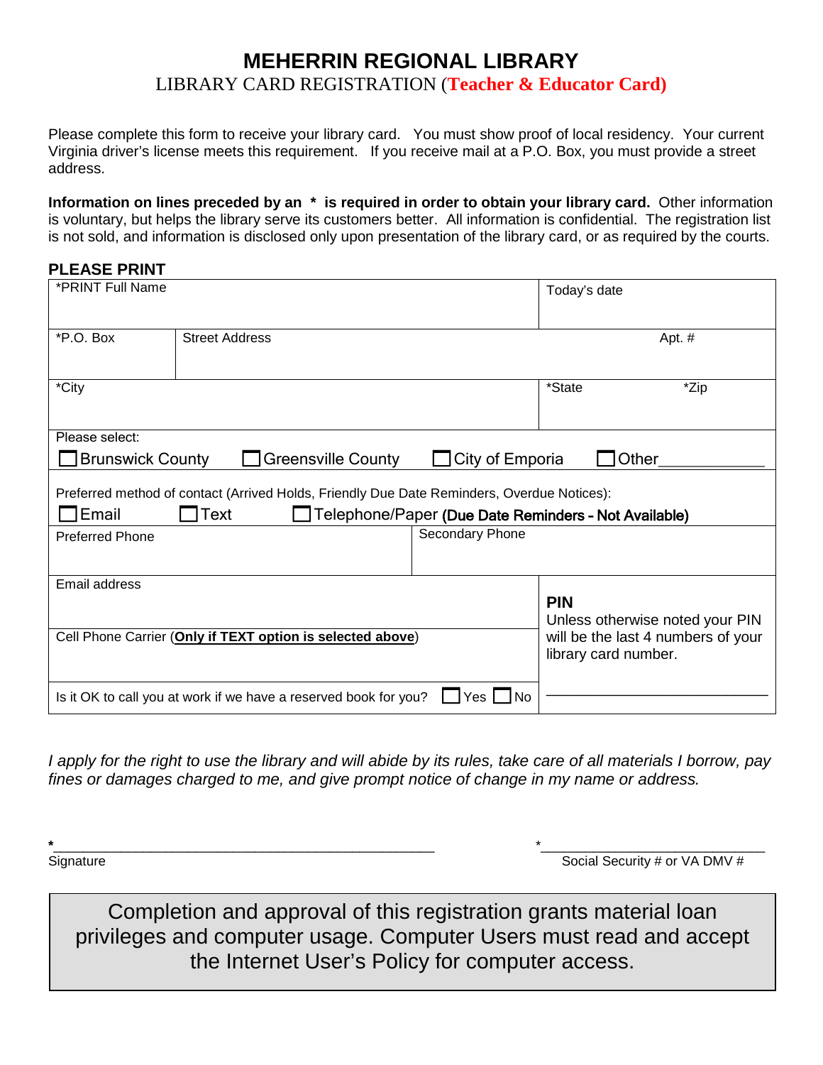# MEHERRIN REGIONAL LIBRARY

LIBRARY CARD REGISTRATION (**Teacher & Educator Card)**

Please complete this form to receive your library card. You must show proof of local residency. Your current Virginia driver's license meets this requirement. If you receive mail at a P.O. Box, you must provide a street address.

**Information on lines preceded by an * is required in order to obtain your library card.** Other information is voluntary, but helps the library serve its customers better. All information is confidential. The registration list is not sold, and information is disclosed only upon presentation of the library card, or as required by the courts.

**PLEASE PRINT**

| | | |
|---|---|---|
| *PRINT Full Name | | Today's date |
| *P.O. Box | Street Address | Apt. # |
| *City | | *State *Zip |
| Please select: ☐ Brunswick County ☐ Greensville County ☐ City of Emporia ☐ Other___________ | | |
| Preferred method of contact (Arrived Holds, Friendly Due Date Reminders, Overdue Notices): ☐ Email ☐ Text ☐ Telephone/Paper **(Due Date Reminders - Not Available)** | | |
| Preferred Phone | Secondary Phone | |
| Email address | | **PIN** Unless otherwise noted your PIN will be the last 4 numbers of your library card number. |
| Cell Phone Carrier (**Only if TEXT option is selected above**) | | |
| Is it OK to call you at work if we have a reserved book for you? ☐ Yes ☐ No | | ______________________ |

*I apply for the right to use the library and will abide by its rules, take care of all materials I borrow, pay fines or damages charged to me, and give prompt notice of change in my name or address.*

*_______________________________________________
Signature

*_____________________________
Social Security # or VA DMV #

Completion and approval of this registration grants material loan privileges and computer usage. Computer Users must read and accept the Internet User's Policy for computer access.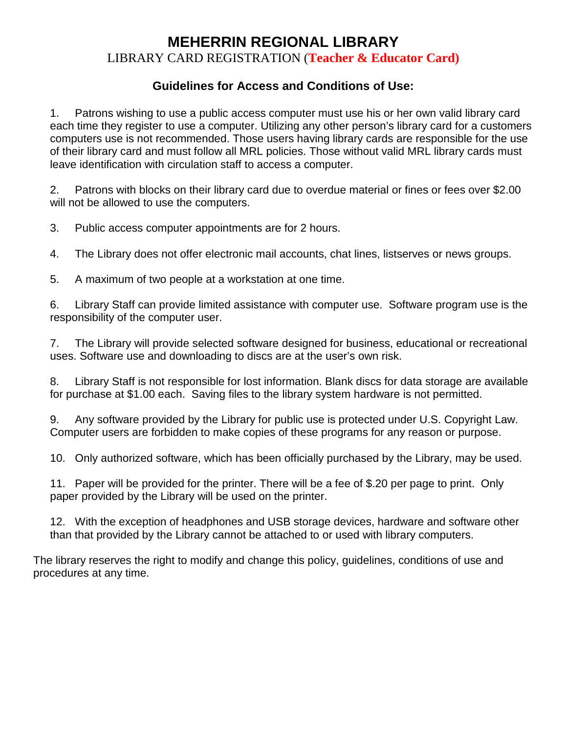# MEHERRIN REGIONAL LIBRARY

LIBRARY CARD REGISTRATION (**Teacher & Educator Card)**

## Guidelines for Access and Conditions of Use:

1. Patrons wishing to use a public access computer must use his or her own valid library card each time they register to use a computer. Utilizing any other person's library card for a customers computers use is not recommended. Those users having library cards are responsible for the use of their library card and must follow all MRL policies. Those without valid MRL library cards must leave identification with circulation staff to access a computer.

2. Patrons with blocks on their library card due to overdue material or fines or fees over $2.00 will not be allowed to use the computers.

3. Public access computer appointments are for 2 hours.

4. The Library does not offer electronic mail accounts, chat lines, listserves or news groups.

5. A maximum of two people at a workstation at one time.

6. Library Staff can provide limited assistance with computer use. Software program use is the responsibility of the computer user.

7. The Library will provide selected software designed for business, educational or recreational uses. Software use and downloading to discs are at the user's own risk.

8. Library Staff is not responsible for lost information. Blank discs for data storage are available for purchase at $1.00 each. Saving files to the library system hardware is not permitted.

9. Any software provided by the Library for public use is protected under U.S. Copyright Law. Computer users are forbidden to make copies of these programs for any reason or purpose.

10. Only authorized software, which has been officially purchased by the Library, may be used.

11. Paper will be provided for the printer. There will be a fee of $.20 per page to print. Only paper provided by the Library will be used on the printer.

12. With the exception of headphones and USB storage devices, hardware and software other than that provided by the Library cannot be attached to or used with library computers.

The library reserves the right to modify and change this policy, guidelines, conditions of use and procedures at any time.